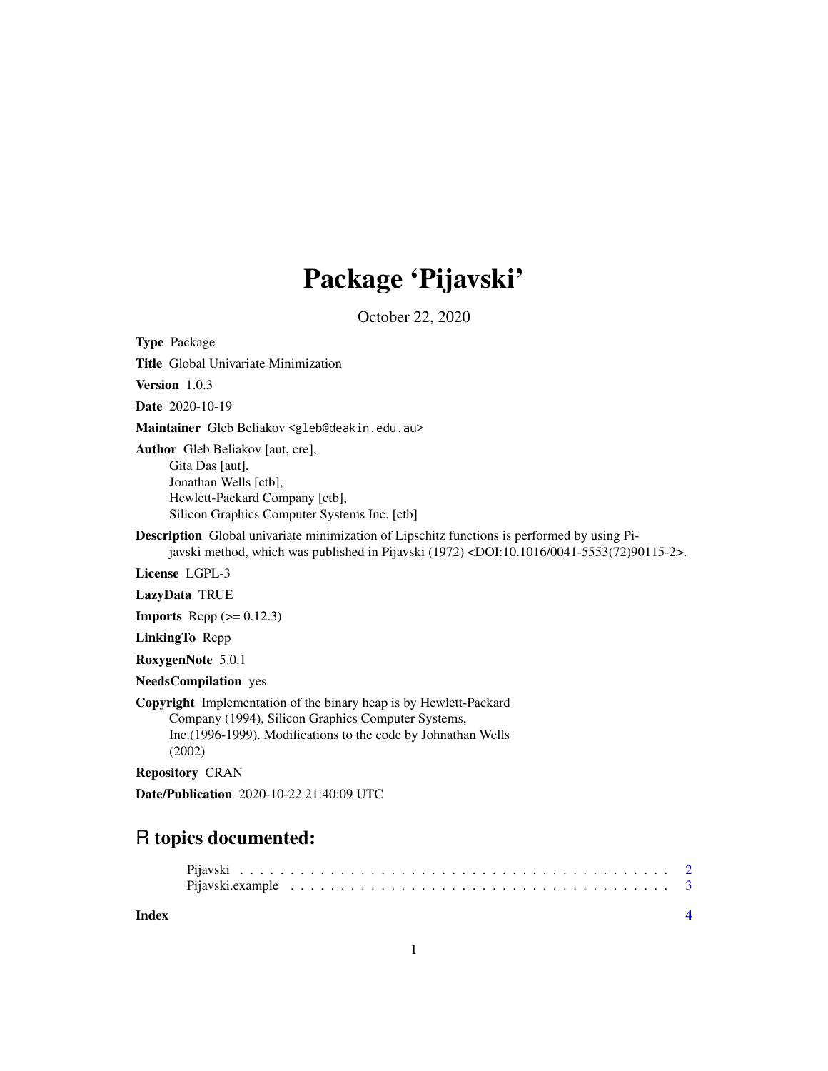# Package 'Pijavski'

October 22, 2020

**Type** Package

**Title** Global Univariate Minimization

**Version** 1.0.3

**Date** 2020-10-19

**Maintainer** Gleb Beliakov <gleb@deakin.edu.au>

**Author** Gleb Beliakov [aut, cre],
Gita Das [aut],
Jonathan Wells [ctb],
Hewlett-Packard Company [ctb],
Silicon Graphics Computer Systems Inc. [ctb]

**Description** Global univariate minimization of Lipschitz functions is performed by using Pijavski method, which was published in Pijavski (1972) <DOI:10.1016/0041-5553(72)90115-2>.

**License** LGPL-3

**LazyData** TRUE

**Imports** Rcpp (>= 0.12.3)

**LinkingTo** Rcpp

**RoxygenNote** 5.0.1

**NeedsCompilation** yes

**Copyright** Implementation of the binary heap is by Hewlett-Packard Company (1994), Silicon Graphics Computer Systems, Inc.(1996-1999). Modifications to the code by Johnathan Wells (2002)

**Repository** CRAN

**Date/Publication** 2020-10-22 21:40:09 UTC

## R topics documented:

- Pijavski . . . . . . . . . . . . . . . . . . . . . . . . . . . . . . . . . . . . . . . . . . 2
- Pijavski.example . . . . . . . . . . . . . . . . . . . . . . . . . . . . . . . . . . . . . 3

**Index** 4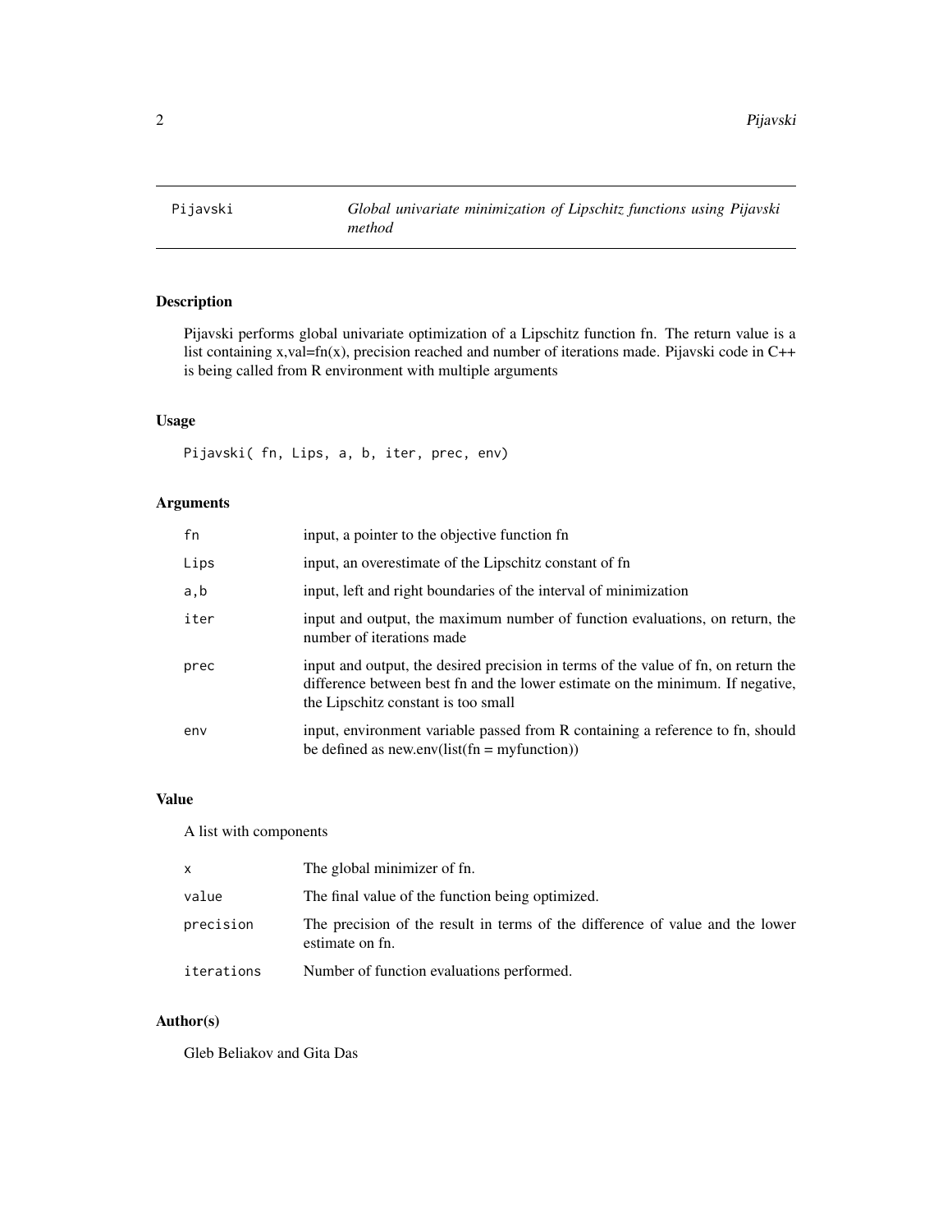# Pijavski — *Global univariate minimization of Lipschitz functions using Pijavski method*

## Description

Pijavski performs global univariate optimization of a Lipschitz function fn. The return value is a list containing x,val=fn(x), precision reached and number of iterations made. Pijavski code in C++ is being called from R environment with multiple arguments

## Usage

```
Pijavski( fn, Lips, a, b, iter, prec, env)
```

## Arguments

| | |
|---|---|
| `fn` | input, a pointer to the objective function fn |
| `Lips` | input, an overestimate of the Lipschitz constant of fn |
| `a,b` | input, left and right boundaries of the interval of minimization |
| `iter` | input and output, the maximum number of function evaluations, on return, the number of iterations made |
| `prec` | input and output, the desired precision in terms of the value of fn, on return the difference between best fn and the lower estimate on the minimum. If negative, the Lipschitz constant is too small |
| `env` | input, environment variable passed from R containing a reference to fn, should be defined as new.env(list(fn = myfunction)) |

## Value

A list with components

| | |
|---|---|
| `x` | The global minimizer of fn. |
| `value` | The final value of the function being optimized. |
| `precision` | The precision of the result in terms of the difference of value and the lower estimate on fn. |
| `iterations` | Number of function evaluations performed. |

## Author(s)

Gleb Beliakov and Gita Das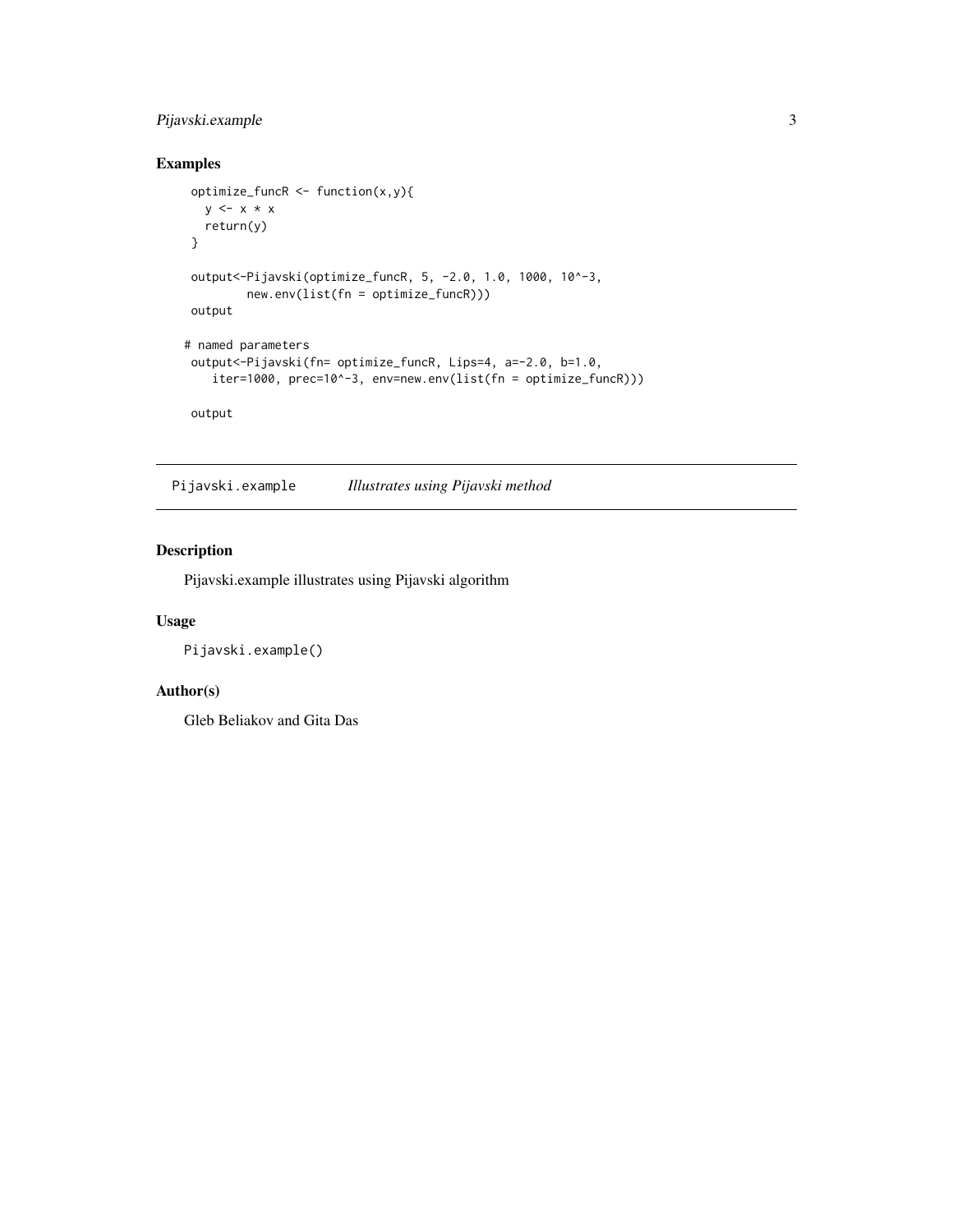## Examples

```
optimize_funcR <- function(x,y){
  y <- x * x
  return(y)
}

output<-Pijavski(optimize_funcR, 5, -2.0, 1.0, 1000, 10^-3,
        new.env(list(fn = optimize_funcR)))
output

# named parameters
output<-Pijavski(fn= optimize_funcR, Lips=4, a=-2.0, b=1.0,
    iter=1000, prec=10^-3, env=new.env(list(fn = optimize_funcR)))

output
```

---

Pijavski.example &nbsp;&nbsp;&nbsp;&nbsp; *Illustrates using Pijavski method*

---

## Description

Pijavski.example illustrates using Pijavski algorithm

## Usage

```
Pijavski.example()
```

## Author(s)

Gleb Beliakov and Gita Das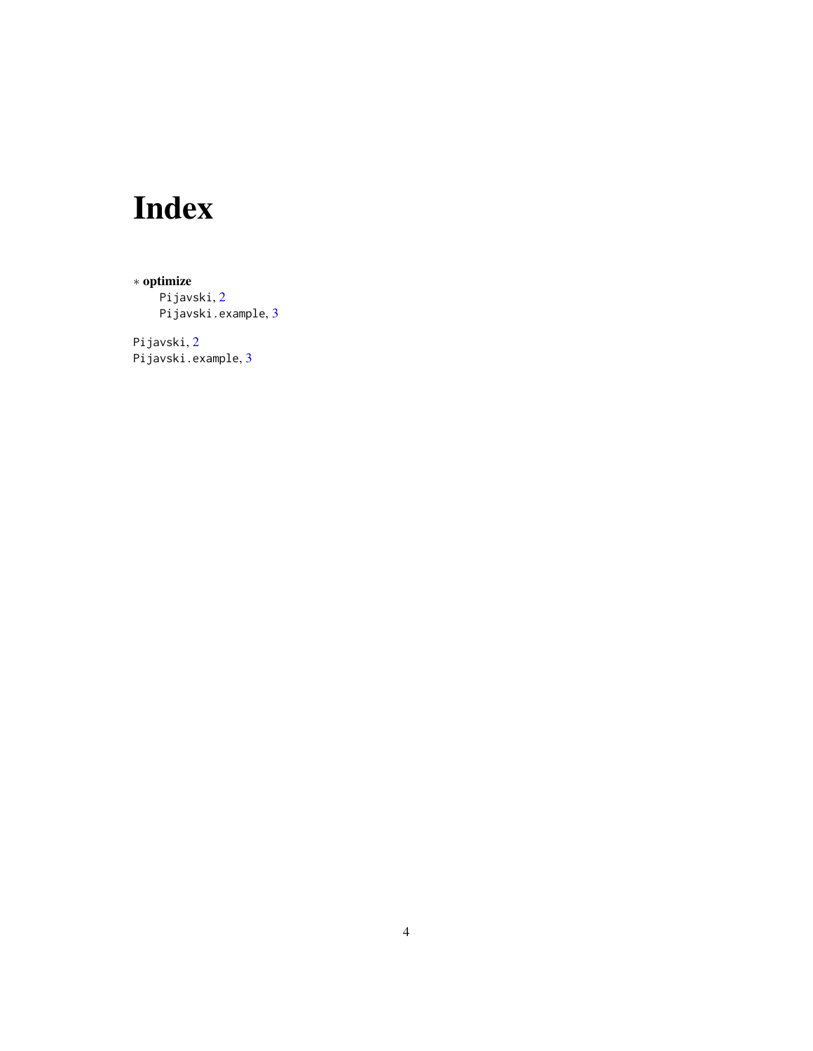# Index

∗ **optimize**
    Pijavski, 2
    Pijavski.example, 3

Pijavski, 2
Pijavski.example, 3